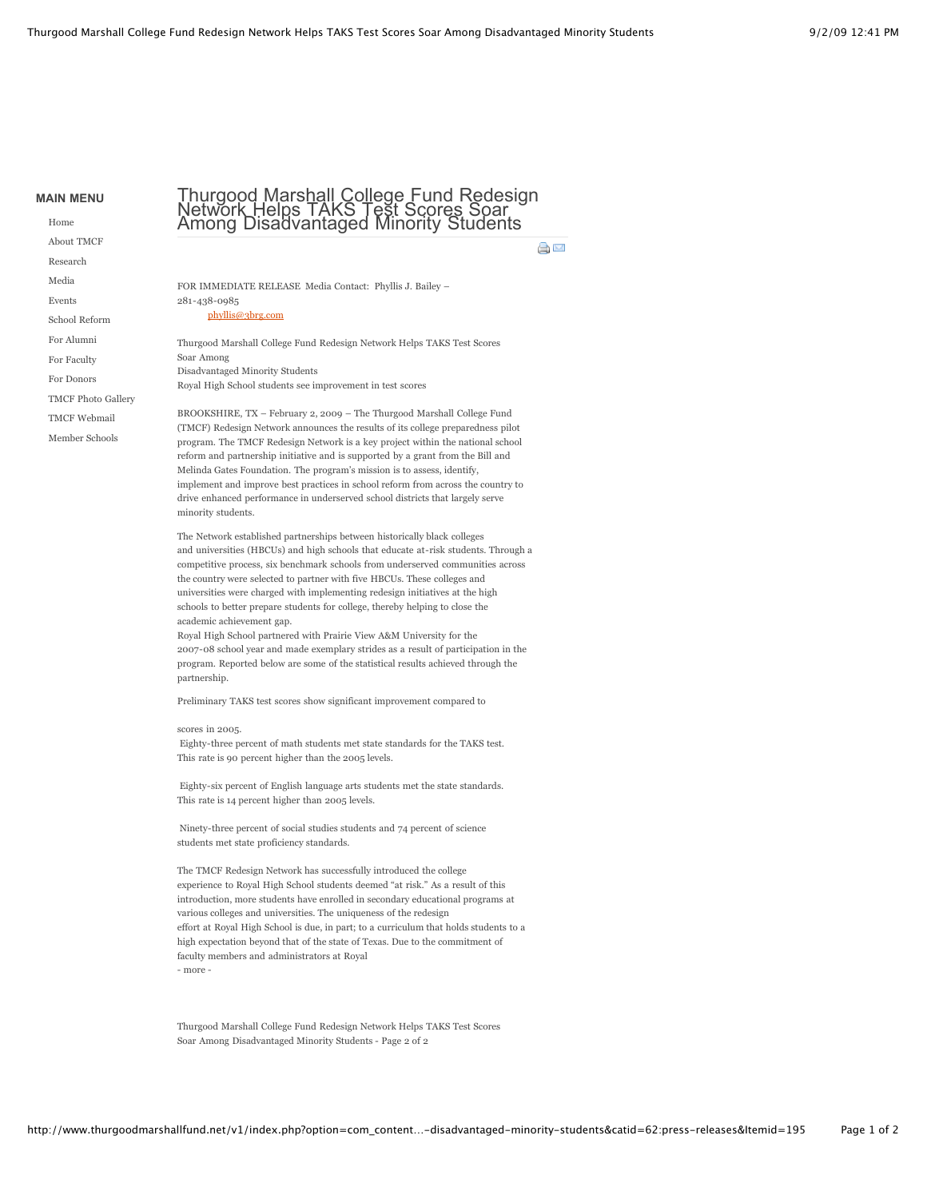## MAIN MENU

- Home
- About TMCF
- Research
- Media
- Events
- School Reform
- For Alumni
- For Faculty
- For Donors
- TMCF Photo Gallery
- TMCF Webmail
- Member Schools

# Thurgood Marshall College Fund Redesign Network Helps TAKS Test Scores Soar Among Disadvantaged Minority Students

FOR IMMEDIATE RELEASE Media Contact: Phyllis J. Bailey – 281-438-0985
phyllis@3brg.com

Thurgood Marshall College Fund Redesign Network Helps TAKS Test Scores Soar Among
Disadvantaged Minority Students
Royal High School students see improvement in test scores

BROOKSHIRE, TX – February 2, 2009 – The Thurgood Marshall College Fund (TMCF) Redesign Network announces the results of its college preparedness pilot program. The TMCF Redesign Network is a key project within the national school reform and partnership initiative and is supported by a grant from the Bill and Melinda Gates Foundation. The program's mission is to assess, identify, implement and improve best practices in school reform from across the country to drive enhanced performance in underserved school districts that largely serve minority students.

The Network established partnerships between historically black colleges and universities (HBCUs) and high schools that educate at-risk students. Through a competitive process, six benchmark schools from underserved communities across the country were selected to partner with five HBCUs. These colleges and universities were charged with implementing redesign initiatives at the high schools to better prepare students for college, thereby helping to close the academic achievement gap.
Royal High School partnered with Prairie View A&M University for the 2007-08 school year and made exemplary strides as a result of participation in the program. Reported below are some of the statistical results achieved through the partnership.

Preliminary TAKS test scores show significant improvement compared to

scores in 2005.
Eighty-three percent of math students met state standards for the TAKS test. This rate is 90 percent higher than the 2005 levels.

Eighty-six percent of English language arts students met the state standards. This rate is 14 percent higher than 2005 levels.

Ninety-three percent of social studies students and 74 percent of science students met state proficiency standards.

The TMCF Redesign Network has successfully introduced the college experience to Royal High School students deemed "at risk." As a result of this introduction, more students have enrolled in secondary educational programs at various colleges and universities. The uniqueness of the redesign effort at Royal High School is due, in part; to a curriculum that holds students to a high expectation beyond that of the state of Texas. Due to the commitment of faculty members and administrators at Royal
- more -

Thurgood Marshall College Fund Redesign Network Helps TAKS Test Scores Soar Among Disadvantaged Minority Students - Page 2 of 2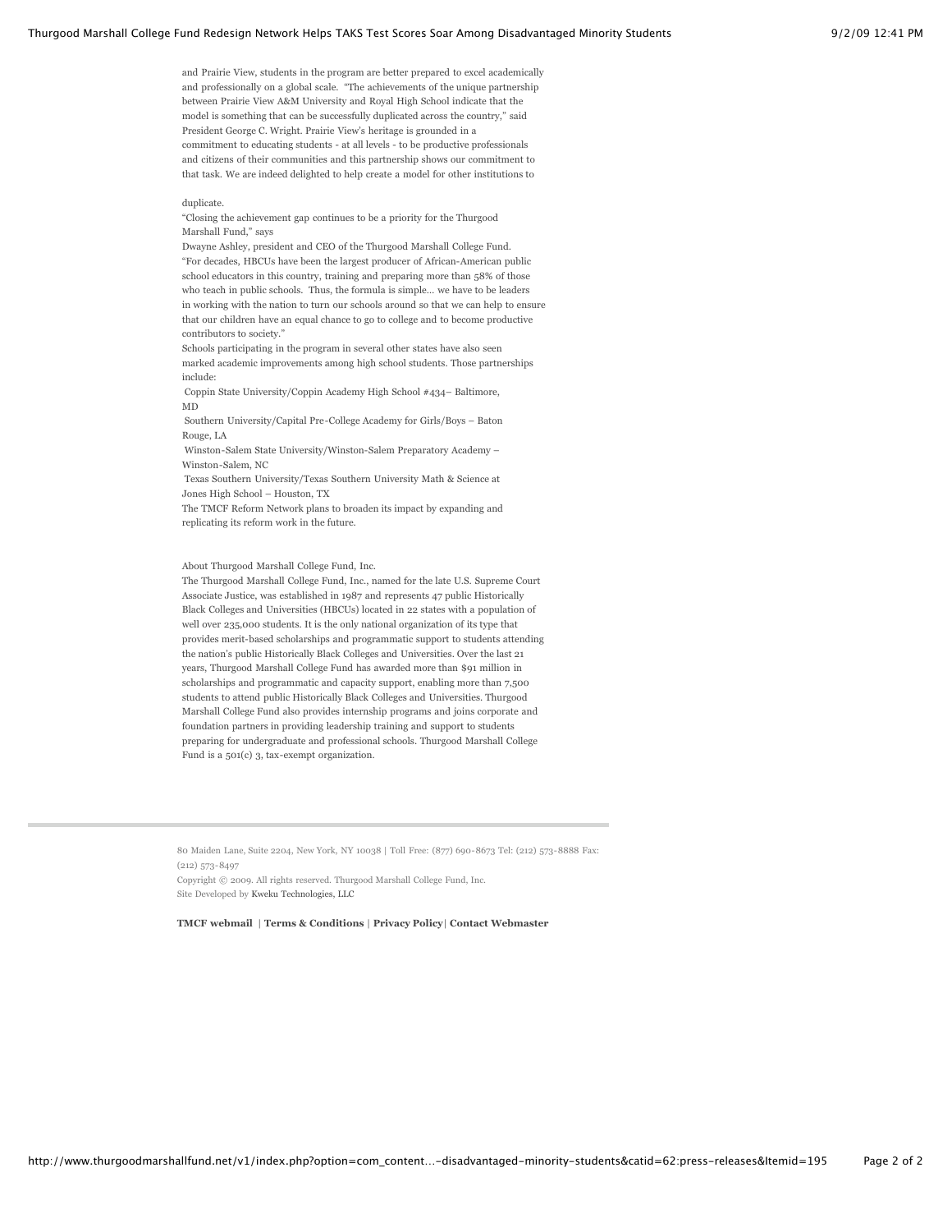and Prairie View, students in the program are better prepared to excel academically and professionally on a global scale. "The achievements of the unique partnership between Prairie View A&M University and Royal High School indicate that the model is something that can be successfully duplicated across the country," said President George C. Wright. Prairie View's heritage is grounded in a commitment to educating students - at all levels - to be productive professionals and citizens of their communities and this partnership shows our commitment to that task. We are indeed delighted to help create a model for other institutions to

duplicate.

"Closing the achievement gap continues to be a priority for the Thurgood Marshall Fund," says

Dwayne Ashley, president and CEO of the Thurgood Marshall College Fund. "For decades, HBCUs have been the largest producer of African-American public school educators in this country, training and preparing more than 58% of those who teach in public schools. Thus, the formula is simple… we have to be leaders in working with the nation to turn our schools around so that we can help to ensure that our children have an equal chance to go to college and to become productive contributors to society."

Schools participating in the program in several other states have also seen marked academic improvements among high school students. Those partnerships include:

- Coppin State University/Coppin Academy High School #434– Baltimore, MD
- Southern University/Capital Pre-College Academy for Girls/Boys – Baton Rouge, LA
- Winston-Salem State University/Winston-Salem Preparatory Academy – Winston-Salem, NC
- Texas Southern University/Texas Southern University Math & Science at Jones High School – Houston, TX

The TMCF Reform Network plans to broaden its impact by expanding and replicating its reform work in the future.

About Thurgood Marshall College Fund, Inc.

The Thurgood Marshall College Fund, Inc., named for the late U.S. Supreme Court Associate Justice, was established in 1987 and represents 47 public Historically Black Colleges and Universities (HBCUs) located in 22 states with a population of well over 235,000 students. It is the only national organization of its type that provides merit-based scholarships and programmatic support to students attending the nation's public Historically Black Colleges and Universities. Over the last 21 years, Thurgood Marshall College Fund has awarded more than $91 million in scholarships and programmatic and capacity support, enabling more than 7,500 students to attend public Historically Black Colleges and Universities. Thurgood Marshall College Fund also provides internship programs and joins corporate and foundation partners in providing leadership training and support to students preparing for undergraduate and professional schools. Thurgood Marshall College Fund is a 501(c) 3, tax-exempt organization.

---

80 Maiden Lane, Suite 2204, New York, NY 10038 | Toll Free: (877) 690-8673 Tel: (212) 573-8888 Fax: (212) 573-8497

Copyright © 2009. All rights reserved. Thurgood Marshall College Fund, Inc.

Site Developed by Kweku Technologies, LLC

**TMCF webmail** | **Terms & Conditions** | **Privacy Policy**| **Contact Webmaster**